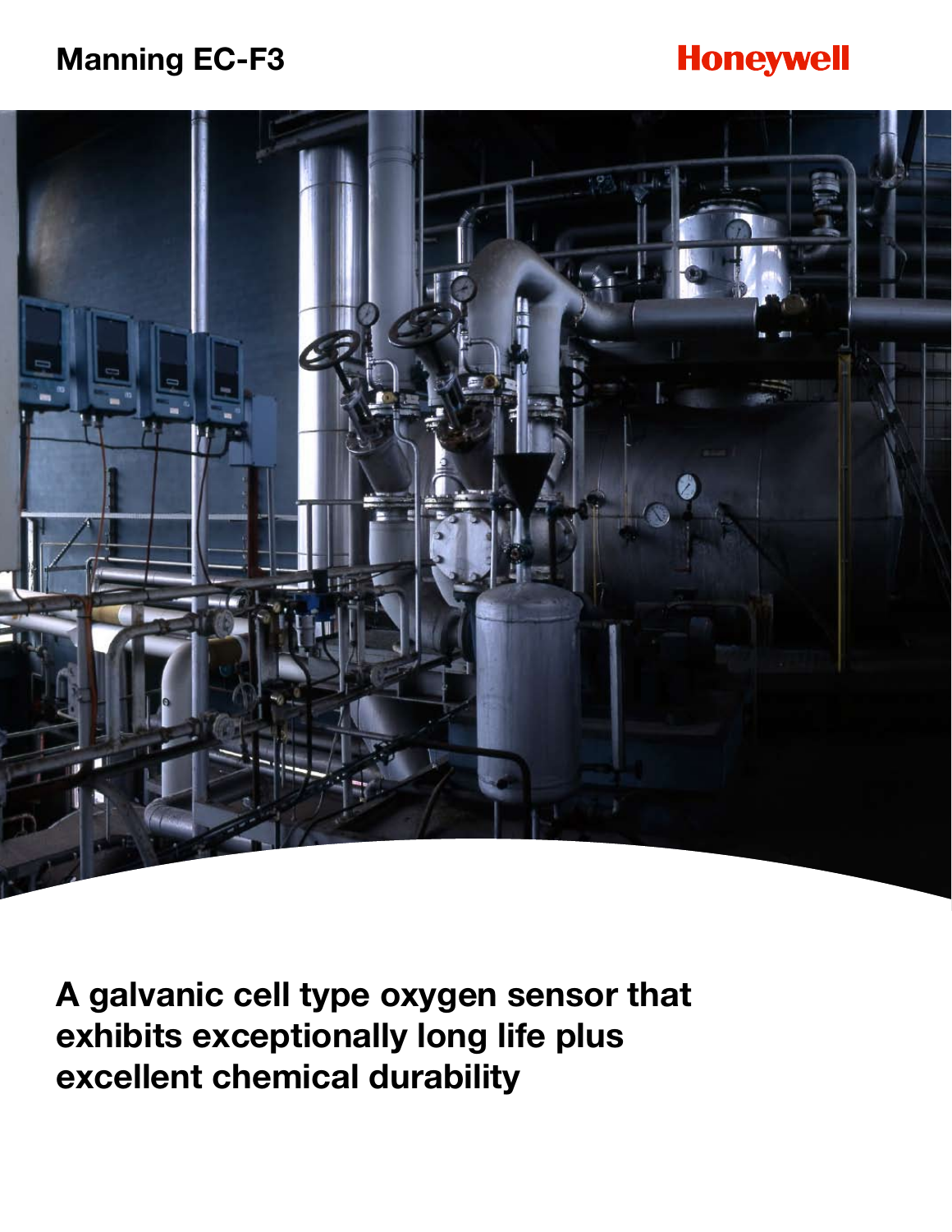# Manning EC-F3

Honeywell

## A galvanic cell type oxygen sensor that exhibits exceptionally long life plus excellent chemical durability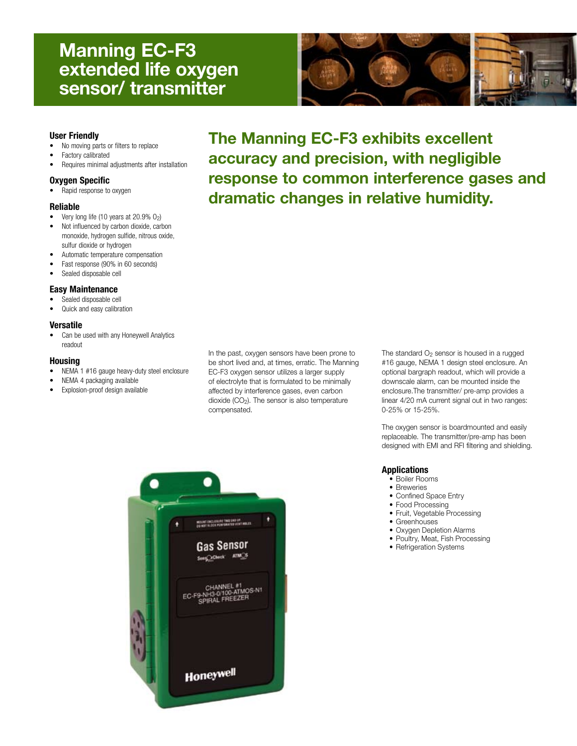# Manning EC-F3 extended life oxygen sensor/ transmitter

## The Manning EC-F3 exhibits excellent accuracy and precision, with negligible response to common interference gases and dramatic changes in relative humidity.

### User Friendly

- No moving parts or filters to replace
- Factory calibrated
- Requires minimal adjustments after installation

### Oxygen Specific

- Rapid response to oxygen

### Reliable

- Very long life (10 years at 20.9% $O_2$)
- Not influenced by carbon dioxide, carbon monoxide, hydrogen sulfide, nitrous oxide, sulfur dioxide or hydrogen
- Automatic temperature compensation
- Fast response (90% in 60 seconds)
- Sealed disposable cell

### Easy Maintenance

- Sealed disposable cell
- Quick and easy calibration

### Versatile

- Can be used with any Honeywell Analytics readout

### Housing

- NEMA 1 #16 gauge heavy-duty steel enclosure
- NEMA 4 packaging available
- Explosion-proof design available

In the past, oxygen sensors have been prone to be short lived and, at times, erratic. The Manning EC-F3 oxygen sensor utilizes a larger supply of electrolyte that is formulated to be minimally affected by interference gases, even carbon dioxide ($CO_2$). The sensor is also temperature compensated.

The standard $O_2$ sensor is housed in a rugged #16 gauge, NEMA 1 design steel enclosure. An optional bargraph readout, which will provide a downscale alarm, can be mounted inside the enclosure.The transmitter/ pre-amp provides a linear 4/20 mA current signal out in two ranges: 0-25% or 15-25%.

The oxygen sensor is boardmounted and easily replaceable. The transmitter/pre-amp has been designed with EMI and RFI filtering and shielding.

### Applications

- Boiler Rooms
- Breweries
- Confined Space Entry
- Food Processing
- Fruit, Vegetable Processing
- Greenhouses
- Oxygen Depletion Alarms
- Poultry, Meat, Fish Processing
- Refrigeration Systems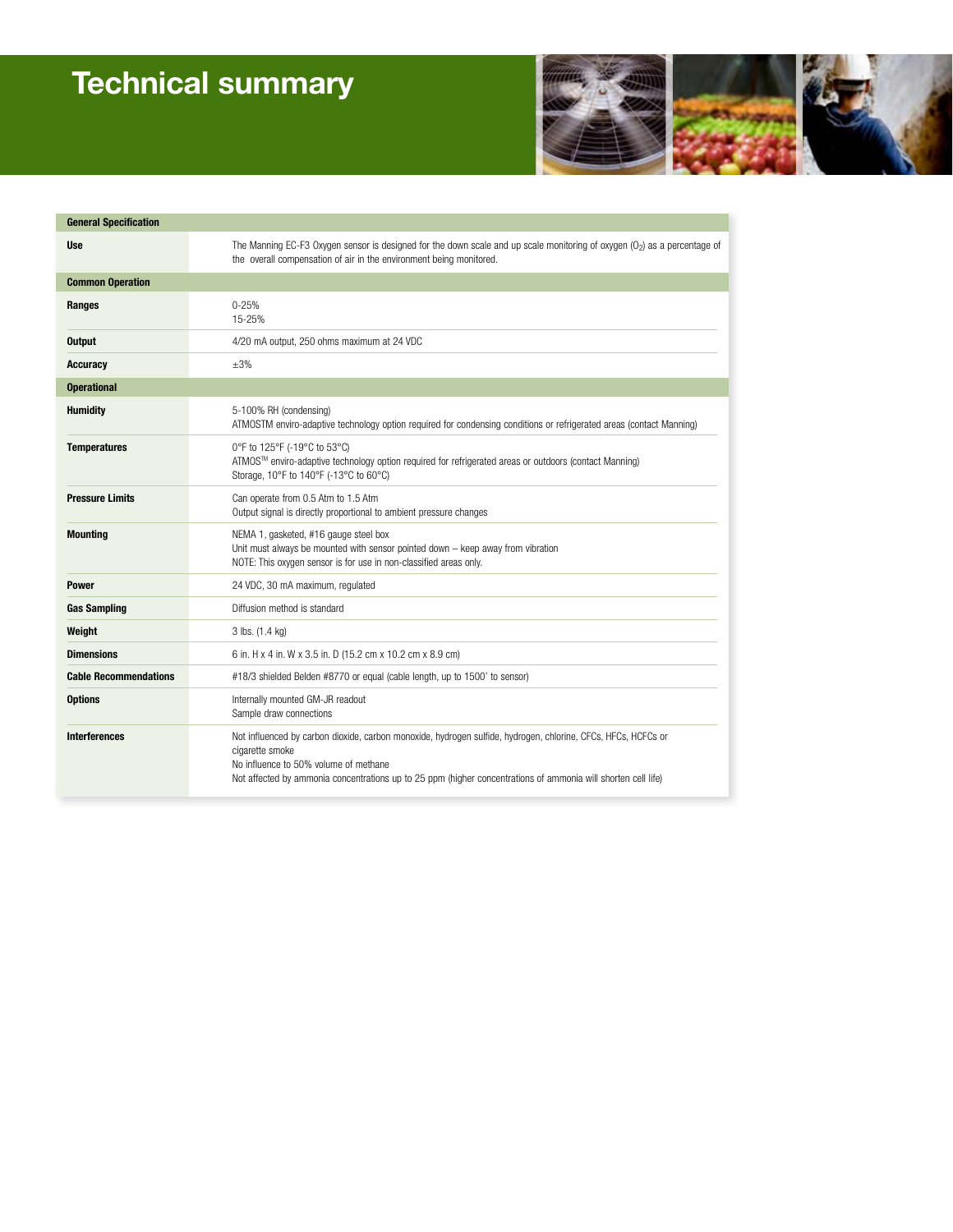# Technical summary

| General Specification | |
|---|---|
| **Use** | The Manning EC-F3 Oxygen sensor is designed for the down scale and up scale monitoring of oxygen ($O_2$) as a percentage of the overall compensation of air in the environment being monitored. |
| **Common Operation** | |
| **Ranges** | 0-25%<br>15-25% |
| **Output** | 4/20 mA output, 250 ohms maximum at 24 VDC |
| **Accuracy** | ±3% |
| **Operational** | |
| **Humidity** | 5-100% RH (condensing)<br>ATMOSTM enviro-adaptive technology option required for condensing conditions or refrigerated areas (contact Manning) |
| **Temperatures** | 0°F to 125°F (-19°C to 53°C)<br>ATMOS™ enviro-adaptive technology option required for refrigerated areas or outdoors (contact Manning)<br>Storage, 10°F to 140°F (-13°C to 60°C) |
| **Pressure Limits** | Can operate from 0.5 Atm to 1.5 Atm<br>Output signal is directly proportional to ambient pressure changes |
| **Mounting** | NEMA 1, gasketed, #16 gauge steel box<br>Unit must always be mounted with sensor pointed down – keep away from vibration<br>NOTE: This oxygen sensor is for use in non-classified areas only. |
| **Power** | 24 VDC, 30 mA maximum, regulated |
| **Gas Sampling** | Diffusion method is standard |
| **Weight** | 3 lbs. (1.4 kg) |
| **Dimensions** | 6 in. H x 4 in. W x 3.5 in. D (15.2 cm x 10.2 cm x 8.9 cm) |
| **Cable Recommendations** | #18/3 shielded Belden #8770 or equal (cable length, up to 1500' to sensor) |
| **Options** | Internally mounted GM-JR readout<br>Sample draw connections |
| **Interferences** | Not influenced by carbon dioxide, carbon monoxide, hydrogen sulfide, hydrogen, chlorine, CFCs, HFCs, HCFCs or cigarette smoke<br>No influence to 50% volume of methane<br>Not affected by ammonia concentrations up to 25 ppm (higher concentrations of ammonia will shorten cell life) |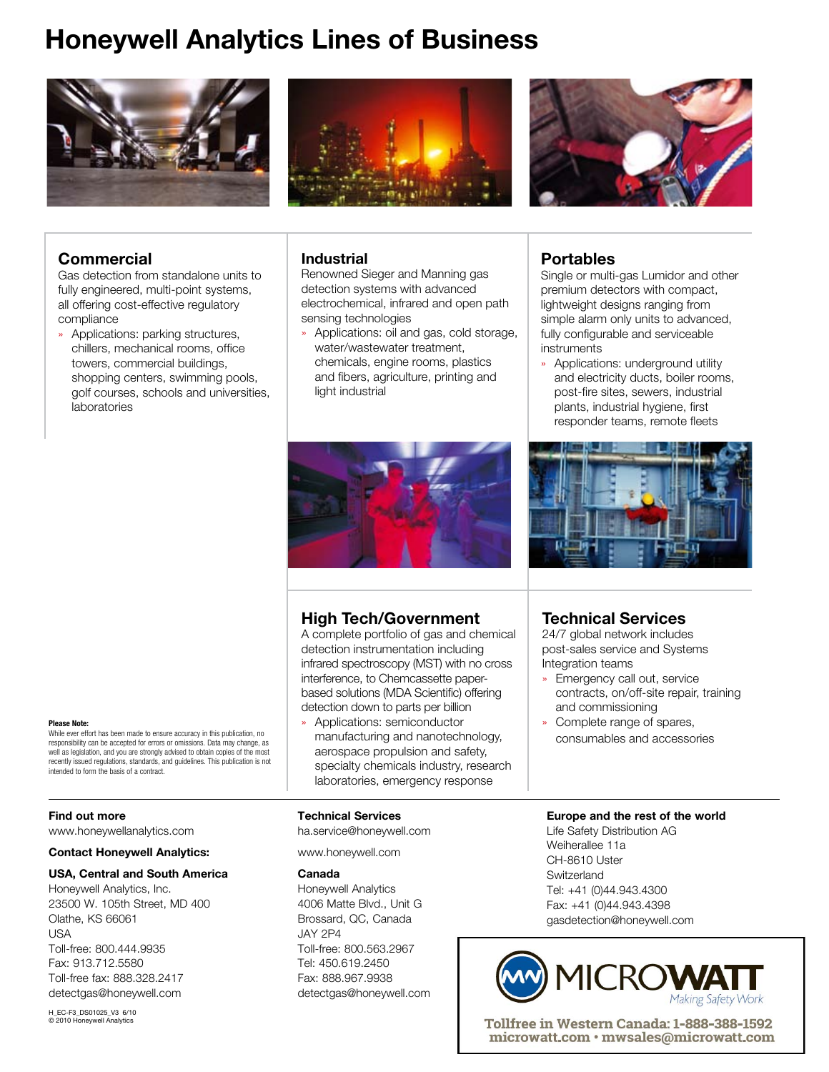# Honeywell Analytics Lines of Business

## Commercial

Gas detection from standalone units to fully engineered, multi-point systems, all offering cost-effective regulatory compliance

- Applications: parking structures, chillers, mechanical rooms, office towers, commercial buildings, shopping centers, swimming pools, golf courses, schools and universities, laboratories

## Industrial

Renowned Sieger and Manning gas detection systems with advanced electrochemical, infrared and open path sensing technologies

- Applications: oil and gas, cold storage, water/wastewater treatment, chemicals, engine rooms, plastics and fibers, agriculture, printing and light industrial

## Portables

Single or multi-gas Lumidor and other premium detectors with compact, lightweight designs ranging from simple alarm only units to advanced, fully configurable and serviceable instruments

- Applications: underground utility and electricity ducts, boiler rooms, post-fire sites, sewers, industrial plants, industrial hygiene, first responder teams, remote fleets

## High Tech/Government

A complete portfolio of gas and chemical detection instrumentation including infrared spectroscopy (MST) with no cross interference, to Chemcassette paper-based solutions (MDA Scientific) offering detection down to parts per billion

- Applications: semiconductor manufacturing and nanotechnology, aerospace propulsion and safety, specialty chemicals industry, research laboratories, emergency response

## Technical Services

24/7 global network includes post-sales service and Systems Integration teams

- Emergency call out, service contracts, on/off-site repair, training and commissioning
- Complete range of spares, consumables and accessories

**Please Note:**
While ever effort has been made to ensure accuracy in this publication, no responsibility can be accepted for errors or omissions. Data may change, as well as legislation, and you are strongly advised to obtain copies of the most recently issued regulations, standards, and guidelines. This publication is not intended to form the basis of a contract.

**Find out more**
www.honeywellanalytics.com

**Contact Honeywell Analytics:**

**USA, Central and South America**
Honeywell Analytics, Inc.
23500 W. 105th Street, MD 400
Olathe, KS 66061
USA
Toll-free: 800.444.9935
Fax: 913.712.5580
Toll-free fax: 888.328.2417
detectgas@honeywell.com

**Technical Services**
ha.service@honeywell.com

www.honeywell.com

**Canada**
Honeywell Analytics
4006 Matte Blvd., Unit G
Brossard, QC, Canada
JAY 2P4
Toll-free: 800.563.2967
Tel: 450.619.2450
Fax: 888.967.9938
detectgas@honeywell.com

**Europe and the rest of the world**
Life Safety Distribution AG
Weiherallee 11a
CH-8610 Uster
Switzerland
Tel: +41 (0)44.943.4300
Fax: +41 (0)44.943.4398
gasdetection@honeywell.com

MICROWATT *Making Safety Work*

**Tollfree in Western Canada: 1-888-388-1592**
**microwatt.com • mwsales@microwatt.com**

H_EC-F3_DS01025_V3 6/10
© 2010 Honeywell Analytics